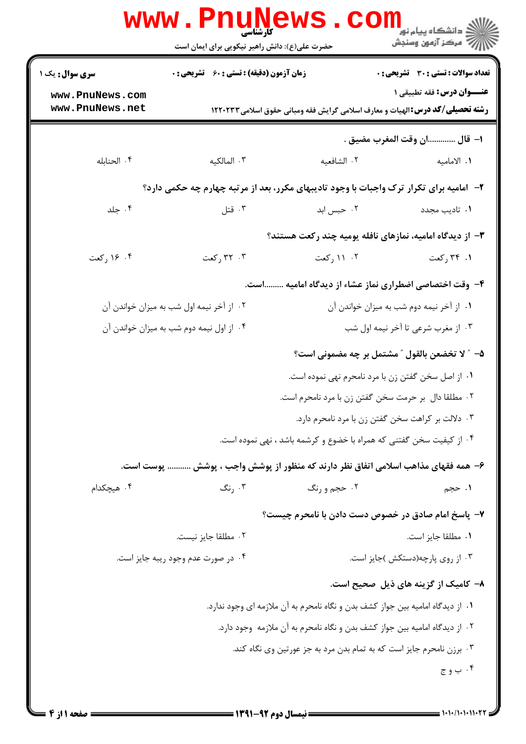کارشناسی

حضرت علی(ع): دانش راهبر نیکویی برای ایمان است

دانشگاه پیام نور
مرکز آزمون وسنجش

**سری سوال:** یک ۱ | **زمان آزمون (دقیقه) : تستی :** ۶۰ **تشریحی :** ۰ | **تعداد سوالات : تستی :** ۳۰ **تشریحی :** ۰

**عنـــوان درس:** فقه تطبیقی ۱

**رشته تحصیلی/کد درس:** الهیات و معارف اسلامی گرایش فقه ومبانی حقوق اسلامی ۱۲۲۰۲۳۳

**۱- قال .............ان وقت المغرب مضیق .**

۱. الامامیه
۲. الشافعیه
۳. المالکیه
۴. الحنابله

**۲- امامیه برای تکرار ترک واجبات با وجود تادیبهای مکرر، بعد از مرتبه چهارم چه حکمی دارد؟**

۱. تادیب مجدد
۲. حبس ابد
۳. قتل
۴. جلد

**۳- از دیدگاه امامیه، نمازهای نافله یومیه چند رکعت هستند؟**

۱. ۳۴ رکعت
۲. ۱۱ رکعت
۳. ۳۲ رکعت
۴. ۱۶ رکعت

**۴- وقت اختصاصی اضطراری نماز عشاء از دیدگاه امامیه .........است.**

۱. از آخر نیمه دوم شب به میزان خواندن آن
۲. از آخر نیمه اول شب به میزان خواندن آن
۳. از مغرب شرعی تا آخر نیمه اول شب
۴. از اول نیمه دوم شب به میزان خواندن آن

**۵- " لا تخضعن بالقول " مشتمل بر چه مضمونی است؟**

۱. از اصل سخن گفتن زن با مرد نامحرم نهی نموده است.
۲. مطلقا دال بر حرمت سخن گفتن زن با مرد نامحرم است.
۳. دلالت بر کراهت سخن گفتن زن با مرد نامحرم دارد.
۴. از کیفیت سخن گفتنی که همراه با خضوع و کرشمه باشد ، نهی نموده است.

**۶- همه فقهای مذاهب اسلامی اتفاق نظر دارند که منظور از پوشش واجب ، پوشش ........... پوست است.**

۱. حجم
۲. حجم و رنگ
۳. رنگ
۴. هیچکدام

**۷- پاسخ امام صادق در خصوص دست دادن با نامحرم چیست؟**

۱. مطلقا جایز است.
۲. مطلقا جایز نیست.
۳. از روی پارچه(دستکش )جایز است.
۴. در صورت عدم وجود ریبه جایز است.

**۸- کدامیک از گزینه های ذیل صحیح است.**

۱. از دیدگاه امامیه بین جواز کشف بدن و نگاه نامحرم به آن ملازمه ای وجود ندارد.
۲. از دیدگاه امامیه بین جواز کشف بدن و نگاه نامحرم به آن ملازمه وجود دارد.
۳. برزن نامحرم جایز است که به تمام بدن مرد به جز عورتین وی نگاه کند.
۴. ب و ج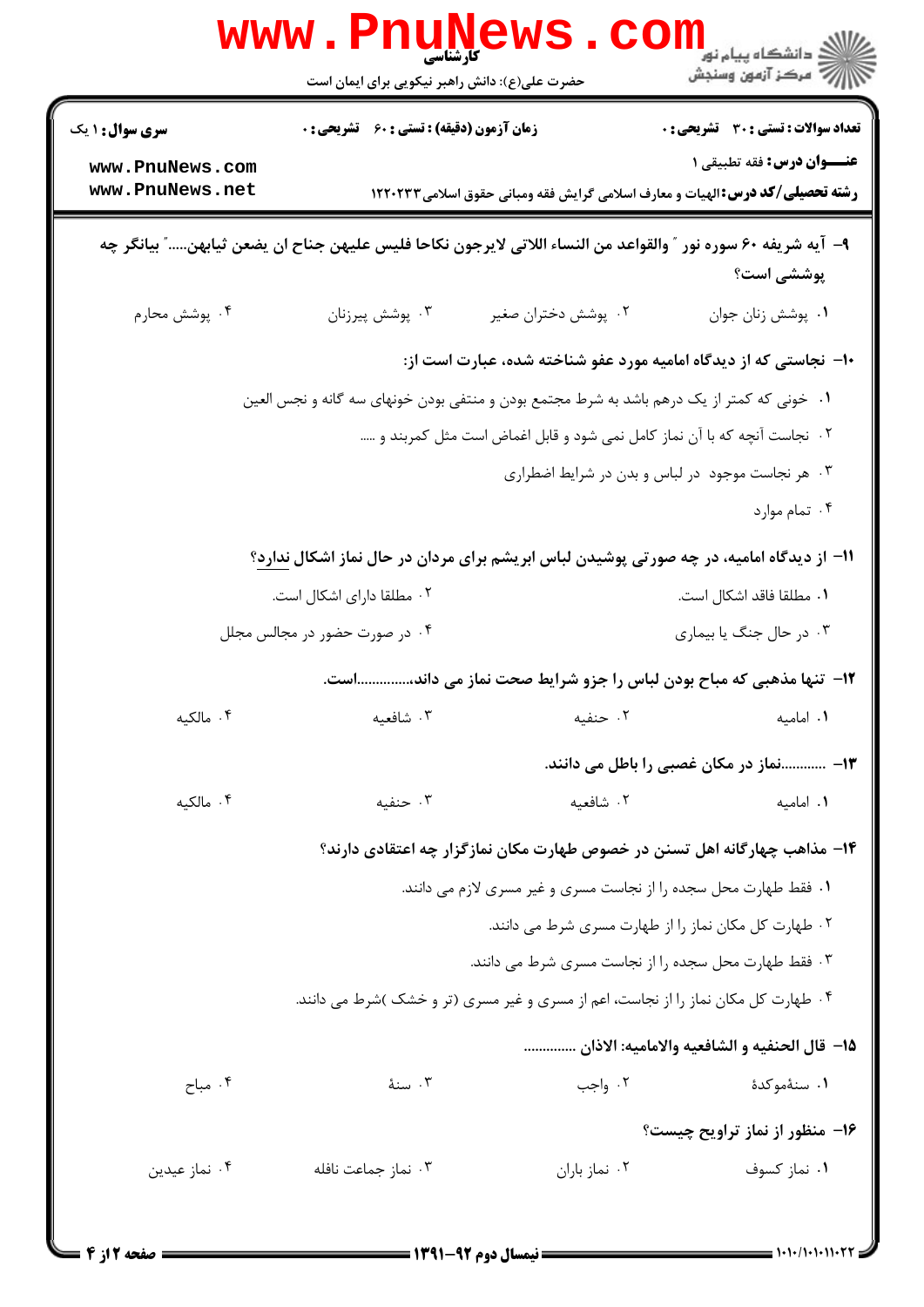۹- آیه شریفه ۶۰ سوره نور " والقواعد من النساء اللاتی لایرجون نکاحا فلیس علیهن جناح ان یضعن ثیابهن....." بیانگر چه پوششی است؟

۱. پوشش زنان جوان
۲. پوشش دختران صغیر
۳. پوشش پیرزنان
۴. پوشش محارم

۱۰- نجاستی که از دیدگاه امامیه مورد عفو شناخته شده، عبارت است از:

۱. خونی که کمتر از یک درهم باشد به شرط مجتمع بودن و منتفی بودن خونهای سه گانه و نجس العین
۲. نجاست آنچه که با آن نماز کامل نمی شود و قابل اغماض است مثل کمربند و .....
۳. هر نجاست موجود در لباس و بدن در شرایط اضطراری
۴. تمام موارد

۱۱- از دیدگاه امامیه، در چه صورتی پوشیدن لباس ابریشم برای مردان در حال نماز اشکال <u>ندارد</u>؟

۱. مطلقا فاقد اشکال است.
۲. مطلقا دارای اشکال است.
۳. در حال جنگ یا بیماری
۴. در صورت حضور در مجالس مجلل

۱۲- تنها مذهبی که مباح بودن لباس را جزو شرایط صحت نماز می داند،..............است.

۱. امامیه
۲. حنفیه
۳. شافعیه
۴. مالکیه

۱۳- ............نماز در مکان غصبی را باطل می دانند.

۱. امامیه
۲. شافعیه
۳. حنفیه
۴. مالکیه

۱۴- مذاهب چهارگانه اهل تسنن در خصوص طهارت مکان نمازگزار چه اعتقادی دارند؟

۱. فقط طهارت محل سجده را از نجاست مسری و غیر مسری لازم می دانند.
۲. طهارت کل مکان نماز را از طهارت مسری شرط می دانند.
۳. فقط طهارت محل سجده را از نجاست مسری شرط می دانند.
۴. طهارت کل مکان نماز را از نجاست، اعم از مسری و غیر مسری (تر و خشک )شرط می دانند.

۱۵- قال الحنفیه و الشافعیه والامامیه: الاذان ..............

۱. سنهٔموکدهٔ
۲. واجب
۳. سنهٔ
۴. مباح

۱۶- منظور از نماز تراویح چیست؟

۱. نماز کسوف
۲. نماز باران
۳. نماز جماعت نافله
۴. نماز عیدین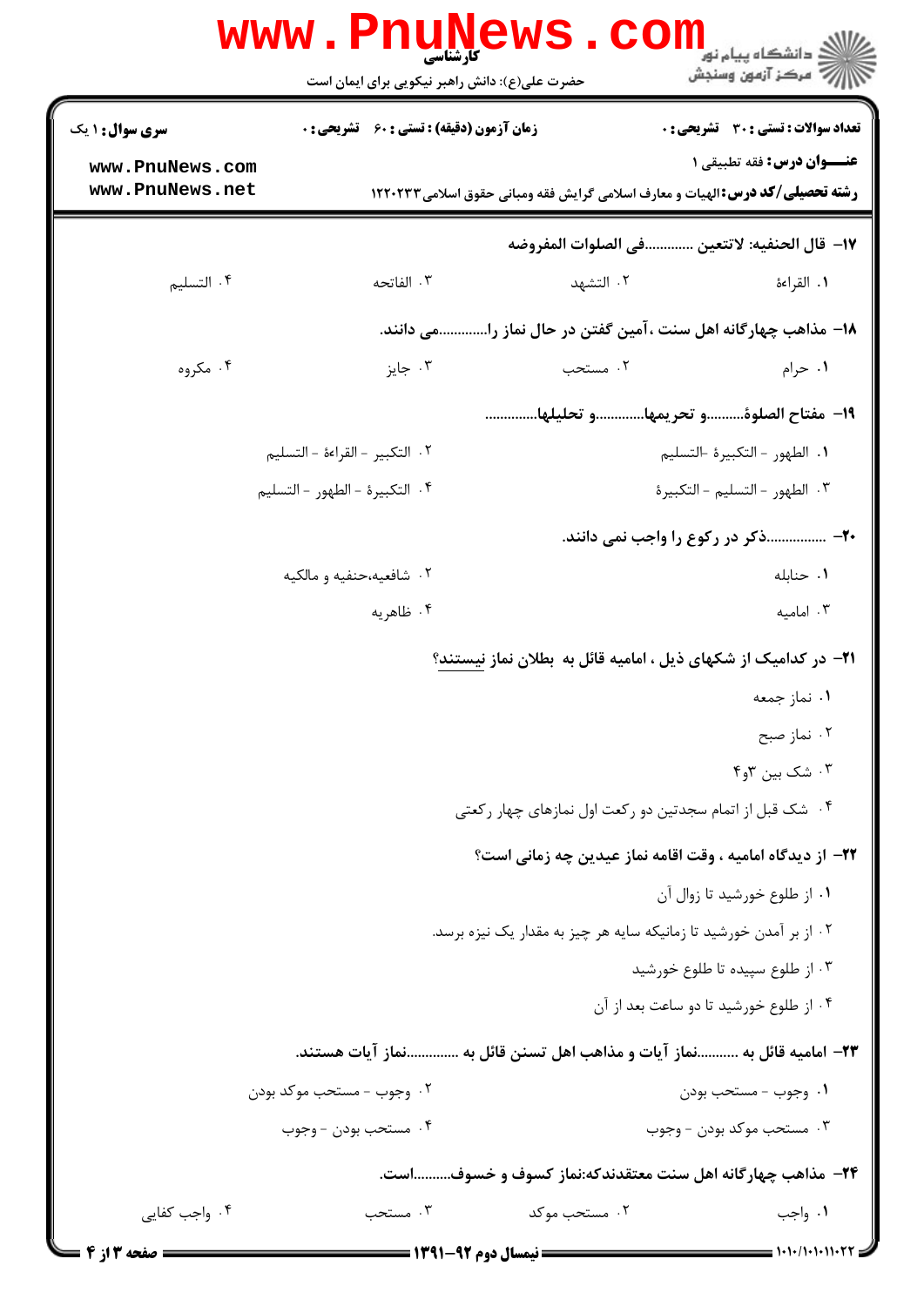**تعداد سوالات : تستی : ۳۰ تشریحی : ۰** | **زمان آزمون (دقیقه) : تستی : ۶۰ تشریحی : ۰** | **سری سوال : ۱ یک**

**عنـــوان درس:** فقه تطبیقی ۱

**رشته تحصیلی/کد درس:** الهیات و معارف اسلامی گرایش فقه ومبانی حقوق اسلامی ۱۲۲۰۲۳۳

**۱۷- قال الحنفیه: لاتتعین ............فی الصلوات المفروضه**

۱. القراءة ۲. التشهد ۳. الفاتحه ۴. التسلیم

**۱۸- مذاهب چهارگانه اهل سنت ،آمین گفتن در حال نماز را.............می دانند.**

۱. حرام ۲. مستحب ۳. جایز ۴. مکروه

**۱۹- مفتاح الصلوة..........و تحریمها............و تحلیلها..............**

۱. الطهور - التکبیرة -التسلیم
۲. التکبیر - القراءة - التسلیم
۳. الطهور - التسلیم - التکبیرة
۴. التکبیرة - الطهور - التسلیم

**۲۰- ...............ذکر در رکوع را واجب نمی دانند.**

۱. حنابله
۲. شافعیه،حنفیه و مالکیه
۳. امامیه
۴. ظاهریه

**۲۱- در کدامیک از شکهای ذیل ، امامیه قائل به بطلان نماز نیستند؟**

۱. نماز جمعه
۲. نماز صبح
۳. شک بین ۳و۴
۴. شک قبل از اتمام سجدتین دو رکعت اول نمازهای چهار رکعتی

**۲۲- از دیدگاه امامیه ، وقت اقامه نماز عیدین چه زمانی است؟**

۱. از طلوع خورشید تا زوال آن
۲. از بر آمدن خورشید تا زمانیکه سایه هر چیز به مقدار یک نیزه برسد.
۳. از طلوع سپیده تا طلوع خورشید
۴. از طلوع خورشید تا دو ساعت بعد از آن

**۲۳- امامیه قائل به ..........نماز آیات و مذاهب اهل تسنن قائل به ..............نماز آیات هستند.**

۱. وجوب - مستحب بودن
۲. وجوب - مستحب موکد بودن
۳. مستحب موکد بودن - وجوب
۴. مستحب بودن - وجوب

**۲۴- مذاهب چهارگانه اهل سنت معتقدندکه:نماز کسوف و خسوف..........است.**

۱. واجب ۲. مستحب موکد ۳. مستحب ۴. واجب کفایی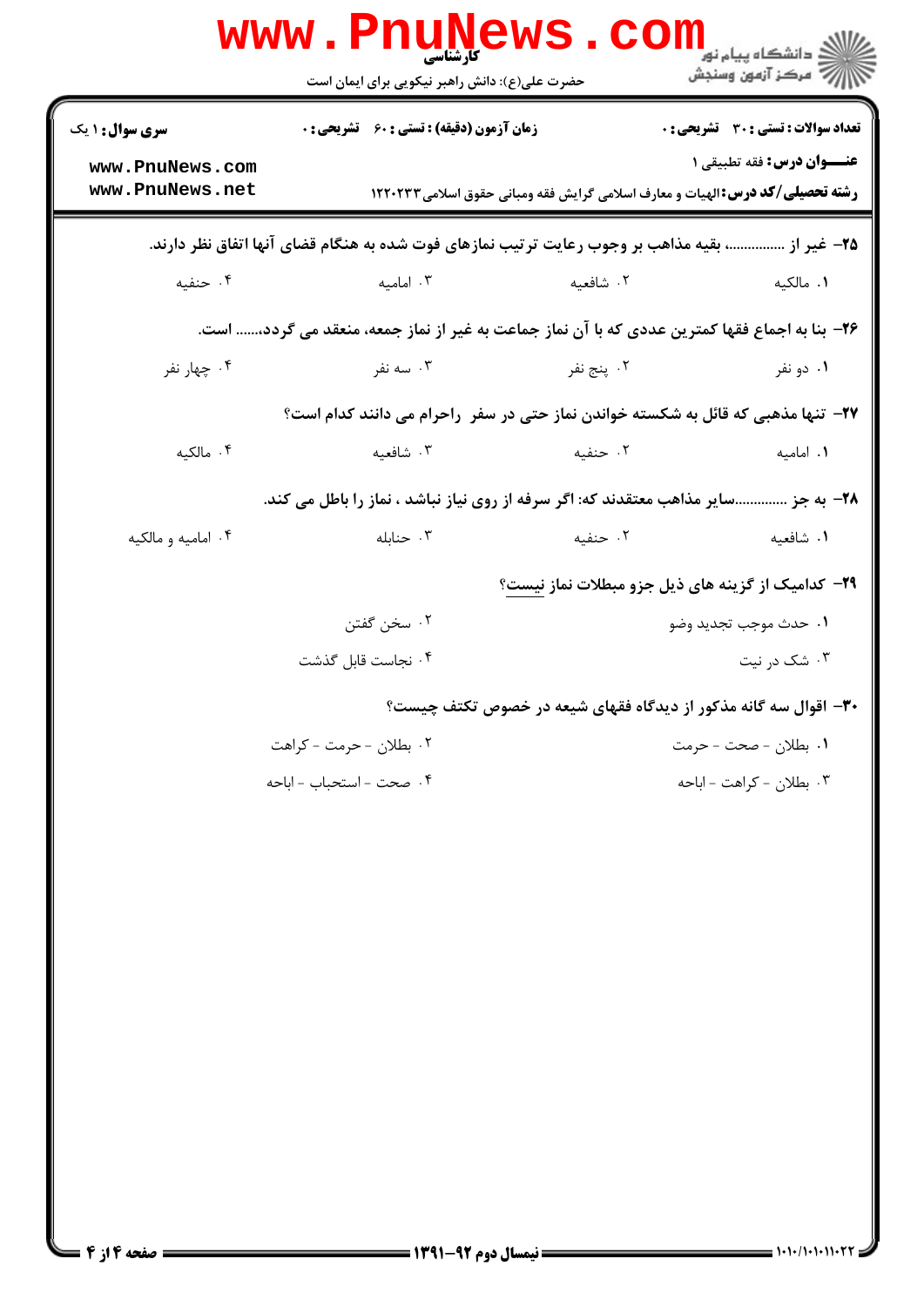۲۵- غیر از ..............، بقیه مذاهب بر وجوب رعایت ترتیب نمازهای فوت شده به هنگام قضای آنها اتفاق نظر دارند.

۱. مالکیه
۲. شافعیه
۳. امامیه
۴. حنفیه

۲۶- بنا به اجماع فقها کمترین عددی که با آن نماز جماعت به غیر از نماز جمعه، منعقد می گردد،...... است.

۱. دو نفر
۲. پنج نفر
۳. سه نفر
۴. چهار نفر

۲۷- تنها مذهبی که قائل به شکسته خواندن نماز حتی در سفر راحرام می دانند کدام است؟

۱. امامیه
۲. حنفیه
۳. شافعیه
۴. مالکیه

۲۸- به جز .............سایر مذاهب معتقدند که: اگر سرفه از روی نیاز نباشد ، نماز را باطل می کند.

۱. شافعیه
۲. حنفیه
۳. حنابله
۴. امامیه و مالکیه

۲۹- کدامیک از گزینه های ذیل جزو مبطلات نماز نیست؟

۱. حدث موجب تجدید وضو
۲. سخن گفتن
۳. شک در نیت
۴. نجاست قابل گذشت

۳۰- اقوال سه گانه مذکور از دیدگاه فقهای شیعه در خصوص تکتف چیست؟

۱. بطلان - صحت - حرمت
۲. بطلان - حرمت - کراهت
۳. بطلان - کراهت - اباحه
۴. صحت - استحباب - اباحه